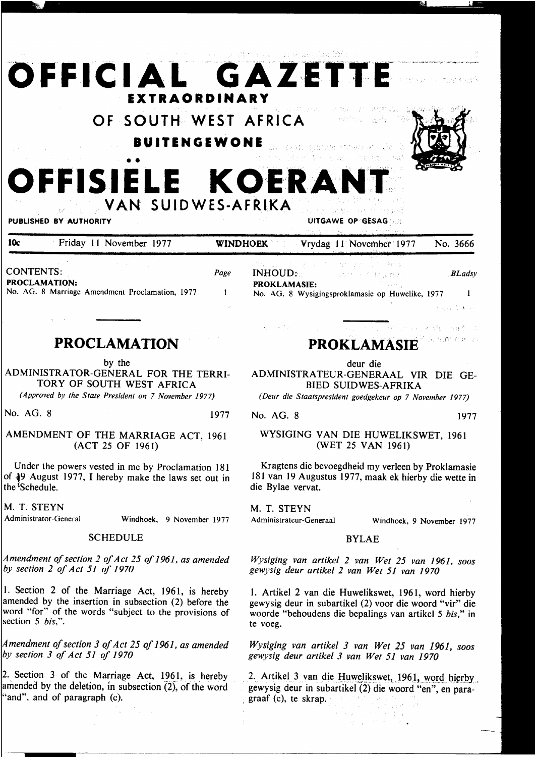# OFFICIAL GAZETTE

## EXTRAORDINARY

## OF SOUTH WEST AFRICA

## BUITENGEWONE

# OFFISIËLE KOERANT

## VAN SUIDWES-AFRIKA

PUBLISHED BY AUTHORITY — UITGAWE OP GESAG

10c — Friday 11 November 1977 — WINDHOEK — Vrydag 11 November 1977 — No. 3666

CONTENTS: *Page*

**PROCLAMATION:**

No. AG. 8 Marriage Amendment Proclamation, 1977 — 1

## PROCLAMATION

by the

ADMINISTRATOR-GENERAL FOR THE TERRITORY OF SOUTH WEST AFRICA

*(Approved by the State President on 7 November 1977)*

No. AG. 8 — 1977

AMENDMENT OF THE MARRIAGE ACT, 1961 (ACT 25 OF 1961)

Under the powers vested in me by Proclamation 181 of 19 August 1977, I hereby make the laws set out in the Schedule.

M. T. STEYN

Administrator-General — Windhoek, 9 November 1977

SCHEDULE

*Amendment of section 2 of Act 25 of 1961, as amended by section 2 of Act 51 of 1970*

1. Section 2 of the Marriage Act, 1961, is hereby amended by the insertion in subsection (2) before the word "for" of the words "subject to the provisions of section 5 *bis*,".

*Amendment of section 3 of Act 25 of 1961, as amended by section 3 of Act 51 of 1970*

2. Section 3 of the Marriage Act, 1961, is hereby amended by the deletion, in subsection (2), of the word "and", and of paragraph (c).

INHOUD: *BLadsy*

**PROKLAMASIE:**

No. AG. 8 Wysigingsproklamasie op Huwelike, 1977 — 1

## PROKLAMASIE

deur die

ADMINISTRATEUR-GENERAAL VIR DIE GEBIED SUIDWES-AFRIKA

*(Deur die Staatspresident goedgekeur op 7 November 1977)*

No. AG. 8 — 1977

WYSIGING VAN DIE HUWELIKSWET, 1961 (WET 25 VAN 1961)

Kragtens die bevoegdheid my verleen by Proklamasie 181 van 19 Augustus 1977, maak ek hierby die wette in die Bylae vervat.

M. T. STEYN

Administrateur-Generaal — Windhoek, 9 November 1977

BYLAE

*Wysiging van artikel 2 van Wet 25 van 1961, soos gewysig deur artikel 2 van Wet 51 van 1970*

1. Artikel 2 van die Huwelikswet, 1961, word hierby gewysig deur in subartikel (2) voor die woord "vir" die woorde "behoudens die bepalings van artikel 5 *bis*," in te voeg.

*Wysiging van artikel 3 van Wet 25 van 1961, soos gewysig deur artikel 3 van Wet 51 van 1970*

2. Artikel 3 van die Huwelikswet, 1961, word hierby gewysig deur in subartikel (2) die woord "en", en paragraaf (c), te skrap.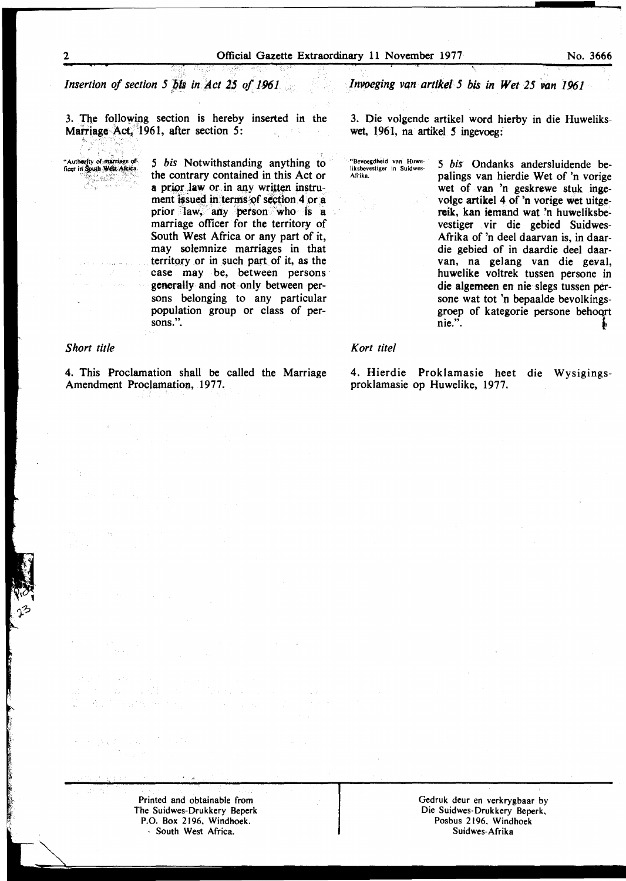*Insertion of section 5 bis in Act 25 of 1961*

3. The following section is hereby inserted in the Marriage Act, 1961, after section 5:

"Authority of marriage officer in South West Africa.

5 *bis* Notwithstanding anything to the contrary contained in this Act or a prior law or in any written instrument issued in terms of section 4 or a prior law, any person who is a marriage officer for the territory of South West Africa or any part of it, may solemnize marriages in that territory or in such part of it, as the case may be, between persons generally and not only between persons belonging to any particular population group or class of persons.".

*Short title*

4. This Proclamation shall be called the Marriage Amendment Proclamation, 1977.

*Invoeging van artikel 5 bis in Wet 25 van 1961*

3. Die volgende artikel word hierby in die Huwelikswet, 1961, na artikel 5 ingevoeg:

"Bevoegdheid van Huweliksbevestiger in Suidwes-Afrika.

5 *bis* Ondanks andersluidende bepalings van hierdie Wet of 'n vorige wet of van 'n geskrewe stuk ingevolge artikel 4 of 'n vorige wet uitgereik, kan iemand wat 'n huweliksbevestiger vir die gebied Suidwes-Afrika of 'n deel daarvan is, in daardie gebied of in daardie deel daarvan, na gelang van die geval, huwelike voltrek tussen persone in die algemeen en nie slegs tussen persone wat tot 'n bepaalde bevolkingsgroep of kategorie persone behoort nie.".

*Kort titel*

4. Hierdie Proklamasie heet die Wysigingsproklamasie op Huwelike, 1977.

Printed and obtainable from The Suidwes-Drukkery Beperk P.O. Box 2196, Windhoek. South West Africa.

Gedruk deur en verkrygbaar by Die Suidwes-Drukkery Beperk, Posbus 2196, Windhoek Suidwes-Afrika